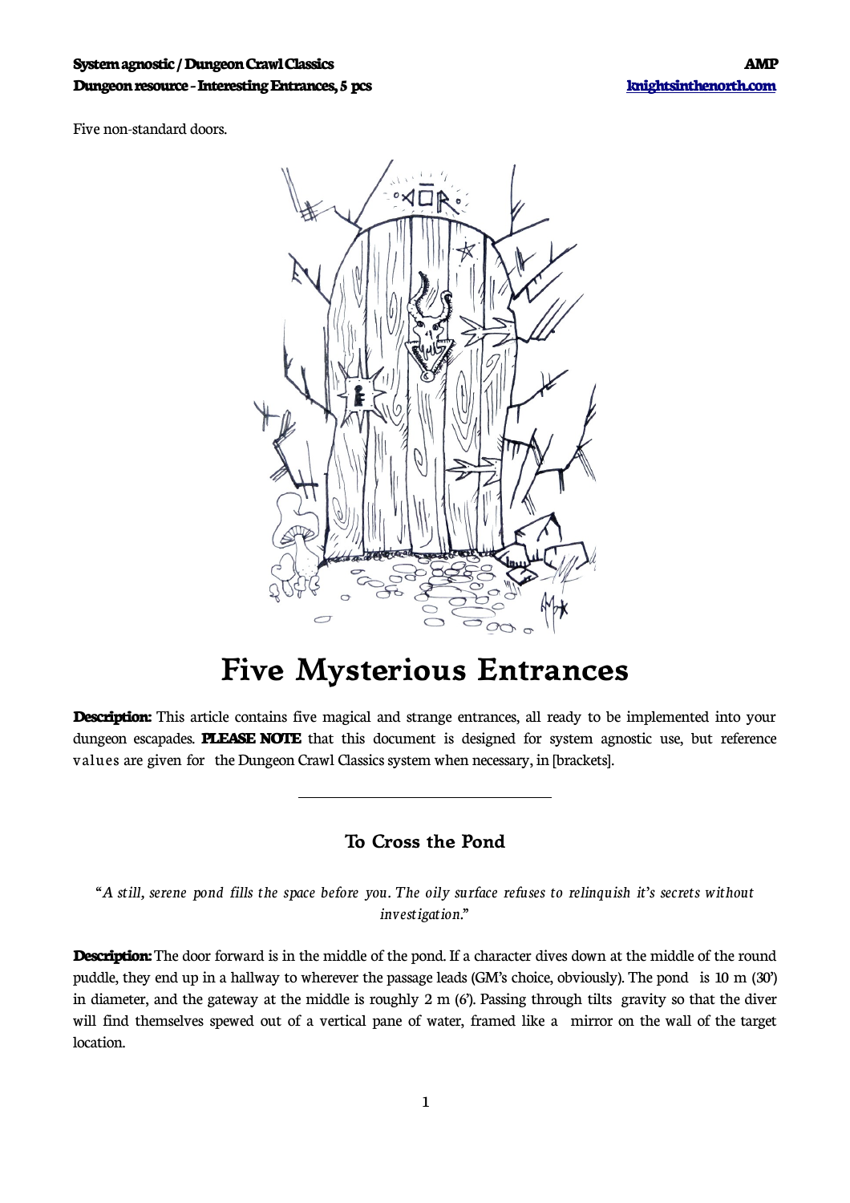Five non-standard doors.

# Five Mysterious Entrances

**Description:** This article contains five magical and strange entrances, all ready to be implemented into your dungeon escapades. **PLEASE NOTE** that this document is designed for system agnostic use, but reference values are given for the Dungeon Crawl Classics system when necessary, in [brackets].

---

## To Cross the Pond

"*A still, serene pond fills the space before you. The oily surface refuses to relinquish it's secrets without investigation.*"

**Description:** The door forward is in the middle of the pond. If a character dives down at the middle of the round puddle, they end up in a hallway to wherever the passage leads (GM's choice, obviously). The pond is 10 m (30') in diameter, and the gateway at the middle is roughly 2 m (6'). Passing through tilts gravity so that the diver will find themselves spewed out of a vertical pane of water, framed like a mirror on the wall of the target location.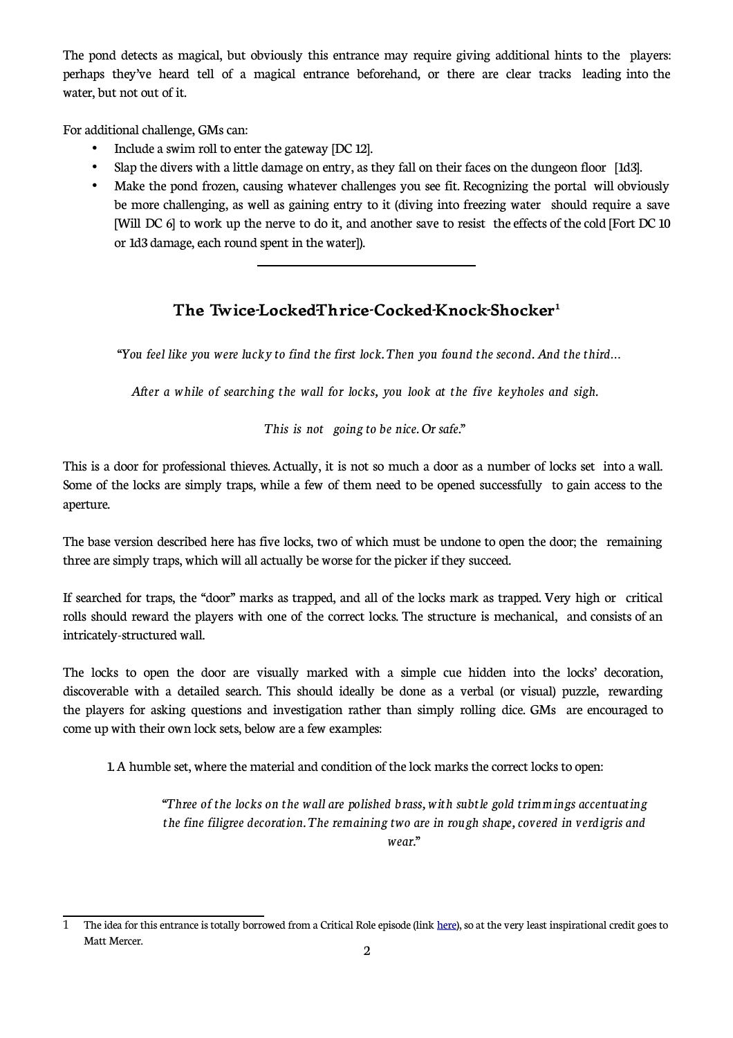The pond detects as magical, but obviously this entrance may require giving additional hints to the players: perhaps they've heard tell of a magical entrance beforehand, or there are clear tracks leading into the water, but not out of it.

For additional challenge, GMs can:

- Include a swim roll to enter the gateway [DC 12].
- Slap the divers with a little damage on entry, as they fall on their faces on the dungeon floor [1d3].
- Make the pond frozen, causing whatever challenges you see fit. Recognizing the portal will obviously be more challenging, as well as gaining entry to it (diving into freezing water should require a save [Will DC 6] to work up the nerve to do it, and another save to resist the effects of the cold [Fort DC 10 or 1d3 damage, each round spent in the water]).

---

## The Twice-Locked-Thrice-Cocked-Knock-Shocker[1]

*"You feel like you were lucky to find the first lock. Then you found the second. And the third…*

*After a while of searching the wall for locks, you look at the five keyholes and sigh.*

*This is not going to be nice. Or safe."*

This is a door for professional thieves. Actually, it is not so much a door as a number of locks set into a wall. Some of the locks are simply traps, while a few of them need to be opened successfully to gain access to the aperture.

The base version described here has five locks, two of which must be undone to open the door; the remaining three are simply traps, which will all actually be worse for the picker if they succeed.

If searched for traps, the "door" marks as trapped, and all of the locks mark as trapped. Very high or critical rolls should reward the players with one of the correct locks. The structure is mechanical, and consists of an intricately-structured wall.

The locks to open the door are visually marked with a simple cue hidden into the locks' decoration, discoverable with a detailed search. This should ideally be done as a verbal (or visual) puzzle, rewarding the players for asking questions and investigation rather than simply rolling dice. GMs are encouraged to come up with their own lock sets, below are a few examples:

1. A humble set, where the material and condition of the lock marks the correct locks to open:

> *"Three of the locks on the wall are polished brass, with subtle gold trimmings accentuating the fine filigree decoration. The remaining two are in rough shape, covered in verdigris and wear."*

---

[1] The idea for this entrance is totally borrowed from a Critical Role episode (link here), so at the very least inspirational credit goes to Matt Mercer.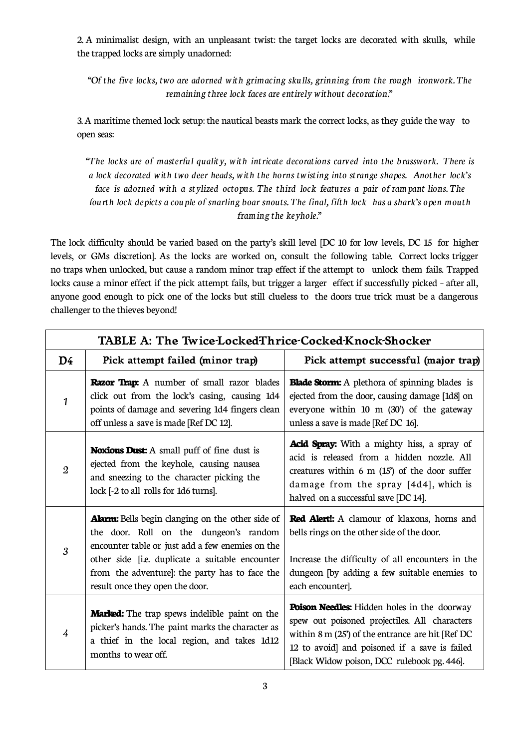2. A minimalist design, with an unpleasant twist: the target locks are decorated with skulls, while the trapped locks are simply unadorned:

> *"Of the five locks, two are adorned with grimacing skulls, grinning from the rough ironwork. The remaining three lock faces are entirely without decoration."*

3. A maritime themed lock setup: the nautical beasts mark the correct locks, as they guide the way to open seas:

> *"The locks are of masterful quality, with intricate decorations carved into the brasswork. There is a lock decorated with two deer heads, with the horns twisting into strange shapes. Another lock's face is adorned with a stylized octopus. The third lock features a pair of rampant lions. The fourth lock depicts a couple of snarling boar snouts. The final, fifth lock has a shark's open mouth framing the keyhole."*

The lock difficulty should be varied based on the party's skill level [DC 10 for low levels, DC 15 for higher levels, or GMs discretion]. As the locks are worked on, consult the following table. Correct locks trigger no traps when unlocked, but cause a random minor trap effect if the attempt to unlock them fails. Trapped locks cause a minor effect if the pick attempt fails, but trigger a larger effect if successfully picked – after all, anyone good enough to pick one of the locks but still clueless to the doors true trick must be a dangerous challenger to the thieves beyond!

**TABLE A: The Twice-Locked-Thrice-Cocked-Knock-Shocker**

| D4 | Pick attempt failed (minor trap) | Pick attempt successful (major trap) |
|---|---|---|
| 1 | **Razor Trap:** A number of small razor blades click out from the lock's casing, causing 1d4 points of damage and severing 1d4 fingers clean off unless a save is made [Ref DC 12]. | **Blade Storm:** A plethora of spinning blades is ejected from the door, causing damage [1d8] on everyone within 10 m (30') of the gateway unless a save is made [Ref DC 16]. |
| 2 | **Noxious Dust:** A small puff of fine dust is ejected from the keyhole, causing nausea and sneezing to the character picking the lock [-2 to all rolls for 1d6 turns]. | **Acid Spray:** With a mighty hiss, a spray of acid is released from a hidden nozzle. All creatures within 6 m (15') of the door suffer damage from the spray [4d4], which is halved on a successful save [DC 14]. |
| 3 | **Alarm:** Bells begin clanging on the other side of the door. Roll on the dungeon's random encounter table or just add a few enemies on the other side [i.e. duplicate a suitable encounter from the adventure]: the party has to face the result once they open the door. | **Red Alert!:** A clamour of klaxons, horns and bells rings on the other side of the door.<br><br>Increase the difficulty of all encounters in the dungeon [by adding a few suitable enemies to each encounter]. |
| 4 | **Marked:** The trap spews indelible paint on the picker's hands. The paint marks the character as a thief in the local region, and takes 1d12 months to wear off. | **Poison Needles:** Hidden holes in the doorway spew out poisoned projectiles. All characters within 8 m (25') of the entrance are hit [Ref DC 12 to avoid] and poisoned if a save is failed [Black Widow poison, DCC rulebook pg. 446]. |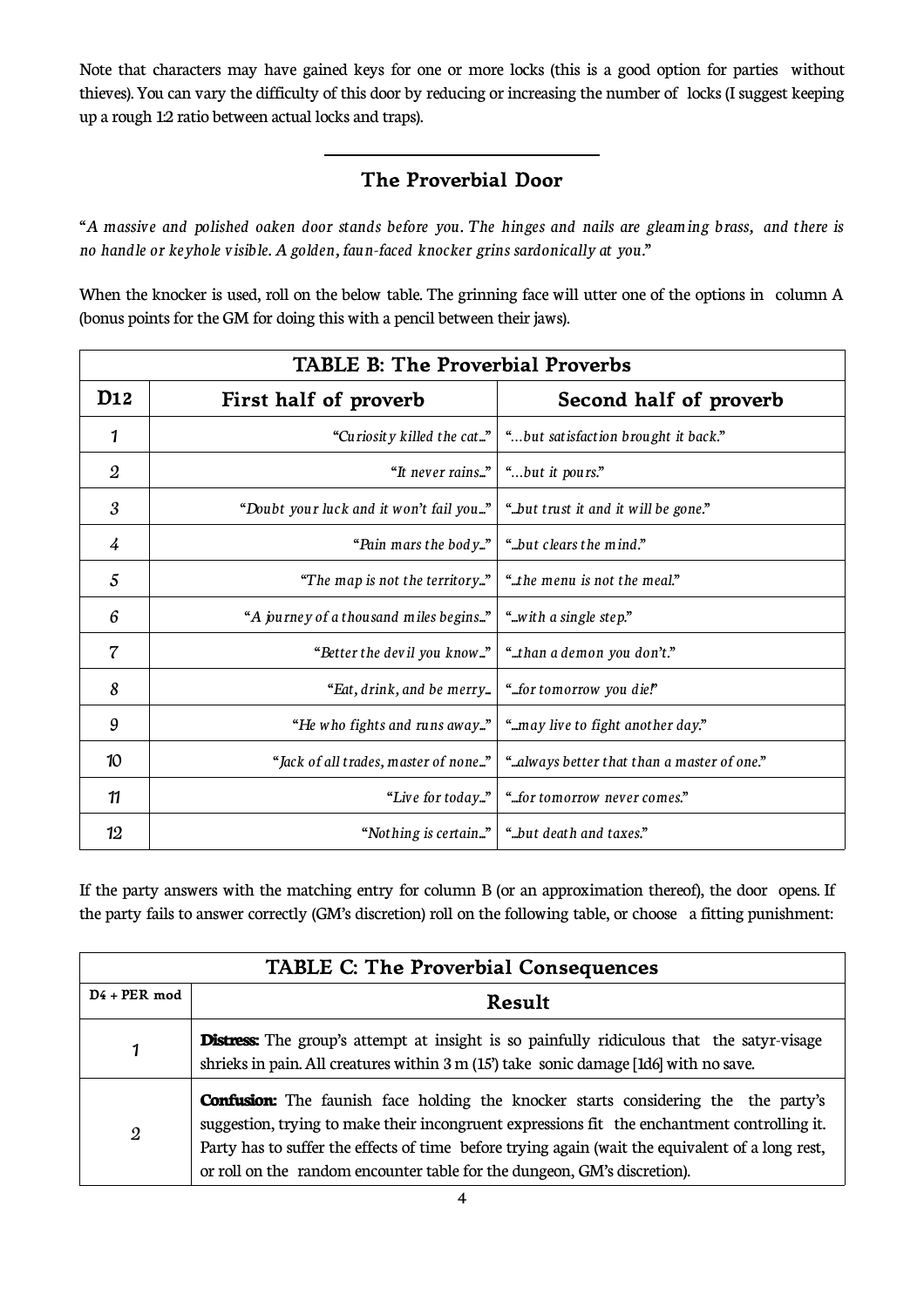Note that characters may have gained keys for one or more locks (this is a good option for parties without thieves). You can vary the difficulty of this door by reducing or increasing the number of locks (I suggest keeping up a rough 1:2 ratio between actual locks and traps).

---

## The Proverbial Door

"*A massive and polished oaken door stands before you. The hinges and nails are gleaming brass, and there is no handle or keyhole visible. A golden, faun-faced knocker grins sardonically at you.*"

When the knocker is used, roll on the below table. The grinning face will utter one of the options in column A (bonus points for the GM for doing this with a pencil between their jaws).

| TABLE B: The Proverbial Proverbs | | |
|---|---|---|
| **D12** | **First half of proverb** | **Second half of proverb** |
| 1 | *"Curiosity killed the cat..."* | *"…but satisfaction brought it back."* |
| 2 | *"It never rains..."* | *"…but it pours."* |
| 3 | *"Doubt your luck and it won't fail you..."* | *"...but trust it and it will be gone."* |
| 4 | *"Pain mars the body..."* | *"...but clears the mind."* |
| 5 | *"The map is not the territory..."* | *"...the menu is not the meal."* |
| 6 | *"A journey of a thousand miles begins..."* | *"...with a single step."* |
| 7 | *"Better the devil you know..."* | *"...than a demon you don't."* |
| 8 | *"Eat, drink, and be merry..."* | *"...for tomorrow you die!"* |
| 9 | *"He who fights and runs away..."* | *"...may live to fight another day."* |
| 10 | *"Jack of all trades, master of none..."* | *"...always better that than a master of one."* |
| 11 | *"Live for today..."* | *"...for tomorrow never comes."* |
| 12 | *"Nothing is certain..."* | *"...but death and taxes."* |

If the party answers with the matching entry for column B (or an approximation thereof), the door opens. If the party fails to answer correctly (GM's discretion) roll on the following table, or choose a fitting punishment:

| TABLE C: The Proverbial Consequences | |
|---|---|
| **D4 + PER mod** | **Result** |
| 1 | **Distress:** The group's attempt at insight is so painfully ridiculous that the satyr-visage shrieks in pain. All creatures within 3 m (15') take sonic damage [1d6] with no save. |
| 2 | **Confusion:** The faunish face holding the knocker starts considering the the party's suggestion, trying to make their incongruent expressions fit the enchantment controlling it. Party has to suffer the effects of time before trying again (wait the equivalent of a long rest, or roll on the random encounter table for the dungeon, GM's discretion). |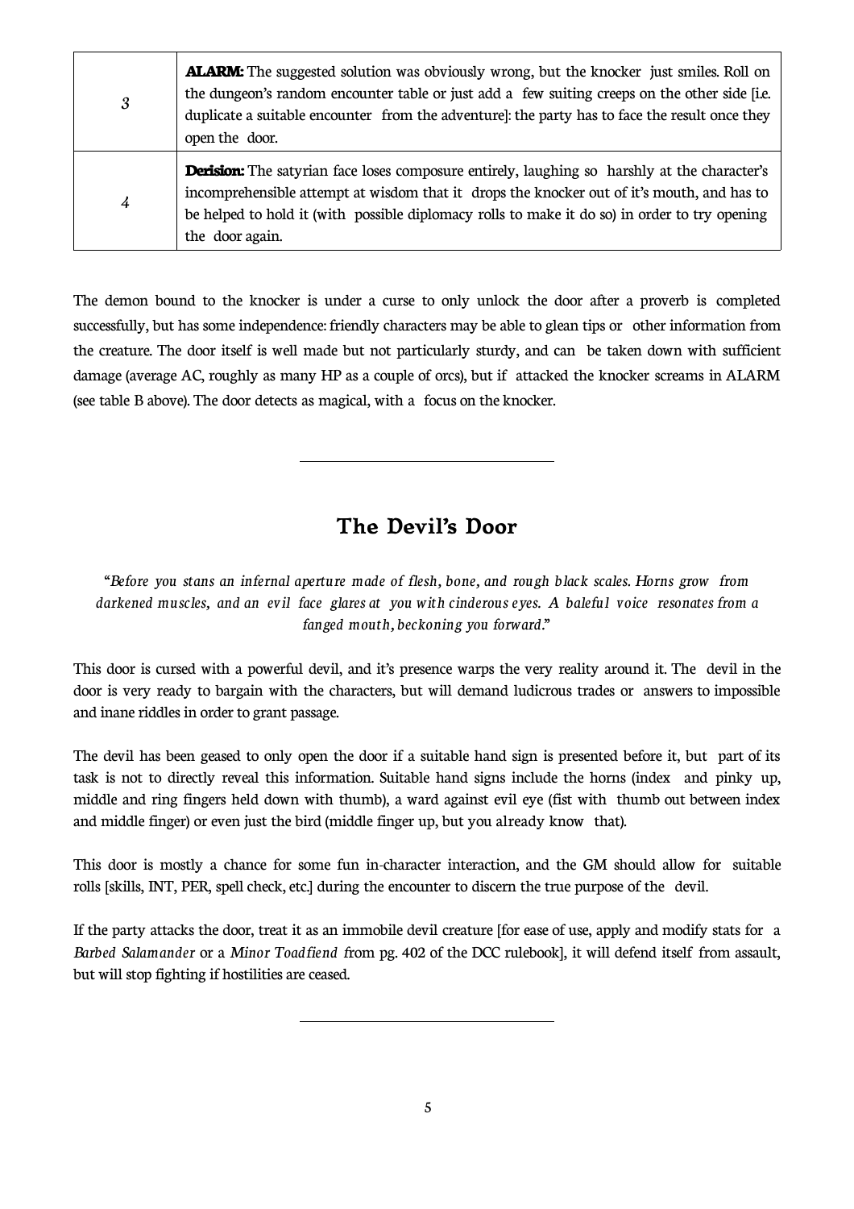| | |
|---|---|
| 3 | **ALARM:** The suggested solution was obviously wrong, but the knocker just smiles. Roll on the dungeon's random encounter table or just add a few suiting creeps on the other side [i.e. duplicate a suitable encounter from the adventure]: the party has to face the result once they open the door. |
| 4 | **Derision:** The satyrian face loses composure entirely, laughing so harshly at the character's incomprehensible attempt at wisdom that it drops the knocker out of it's mouth, and has to be helped to hold it (with possible diplomacy rolls to make it do so) in order to try opening the door again. |

The demon bound to the knocker is under a curse to only unlock the door after a proverb is completed successfully, but has some independence: friendly characters may be able to glean tips or other information from the creature. The door itself is well made but not particularly sturdy, and can be taken down with sufficient damage (average AC, roughly as many HP as a couple of orcs), but if attacked the knocker screams in ALARM (see table B above). The door detects as magical, with a focus on the knocker.

---

## The Devil's Door

*"Before you stans an infernal aperture made of flesh, bone, and rough black scales. Horns grow from darkened muscles, and an evil face glares at you with cinderous eyes. A baleful voice resonates from a fanged mouth, beckoning you forward."*

This door is cursed with a powerful devil, and it's presence warps the very reality around it. The devil in the door is very ready to bargain with the characters, but will demand ludicrous trades or answers to impossible and inane riddles in order to grant passage.

The devil has been geased to only open the door if a suitable hand sign is presented before it, but part of its task is not to directly reveal this information. Suitable hand signs include the horns (index and pinky up, middle and ring fingers held down with thumb), a ward against evil eye (fist with thumb out between index and middle finger) or even just the bird (middle finger up, but you already know that).

This door is mostly a chance for some fun in-character interaction, and the GM should allow for suitable rolls [skills, INT, PER, spell check, etc.] during the encounter to discern the true purpose of the devil.

If the party attacks the door, treat it as an immobile devil creature [for ease of use, apply and modify stats for a *Barbed Salamander* or a *Minor Toadfiend* from pg. 402 of the DCC rulebook], it will defend itself from assault, but will stop fighting if hostilities are ceased.

---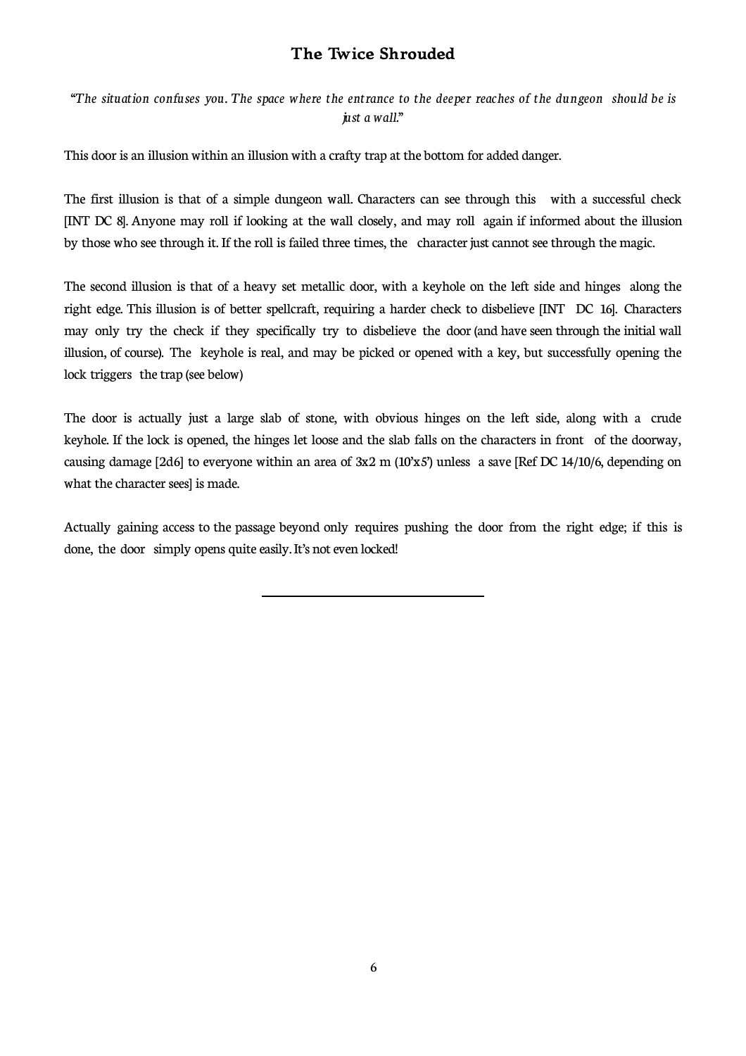## The Twice Shrouded

*"The situation confuses you. The space where the entrance to the deeper reaches of the dungeon should be is just a wall."*

This door is an illusion within an illusion with a crafty trap at the bottom for added danger.

The first illusion is that of a simple dungeon wall. Characters can see through this with a successful check [INT DC 8]. Anyone may roll if looking at the wall closely, and may roll again if informed about the illusion by those who see through it. If the roll is failed three times, the character just cannot see through the magic.

The second illusion is that of a heavy set metallic door, with a keyhole on the left side and hinges along the right edge. This illusion is of better spellcraft, requiring a harder check to disbelieve [INT DC 16]. Characters may only try the check if they specifically try to disbelieve the door (and have seen through the initial wall illusion, of course). The keyhole is real, and may be picked or opened with a key, but successfully opening the lock triggers the trap (see below)

The door is actually just a large slab of stone, with obvious hinges on the left side, along with a crude keyhole. If the lock is opened, the hinges let loose and the slab falls on the characters in front of the doorway, causing damage [2d6] to everyone within an area of 3x2 m (10'x5') unless a save [Ref DC 14/10/6, depending on what the character sees] is made.

Actually gaining access to the passage beyond only requires pushing the door from the right edge; if this is done, the door simply opens quite easily. It's not even locked!

---